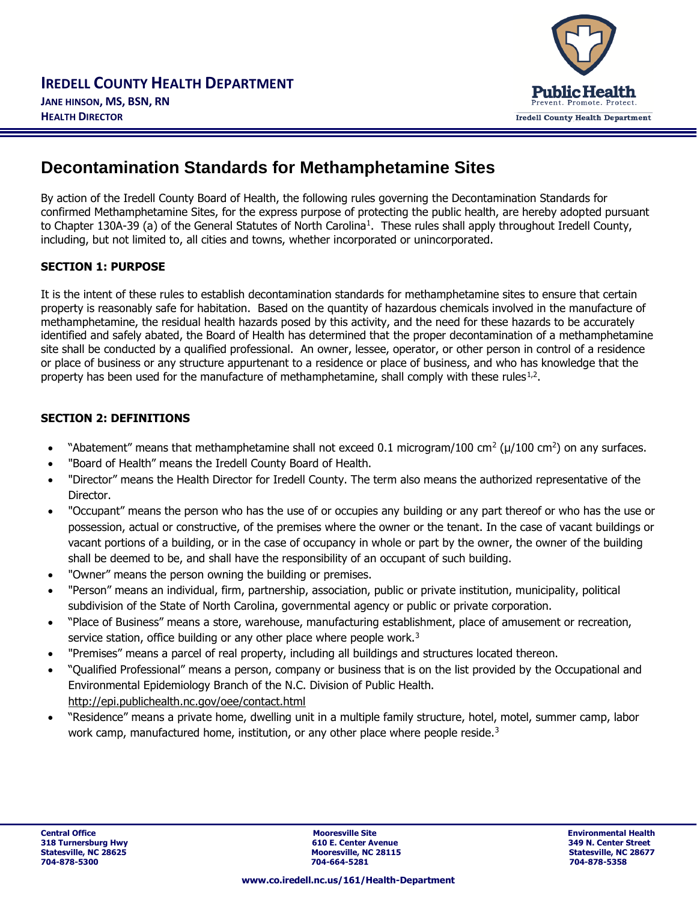# IREDELL COUNTY HEALTH DEPARTMENT

**JANE HINSON, MS, BSN, RN**
**HEALTH DIRECTOR**

## Decontamination Standards for Methamphetamine Sites

By action of the Iredell County Board of Health, the following rules governing the Decontamination Standards for confirmed Methamphetamine Sites, for the express purpose of protecting the public health, are hereby adopted pursuant to Chapter 130A-39 (a) of the General Statutes of North Carolina[1]. These rules shall apply throughout Iredell County, including, but not limited to, all cities and towns, whether incorporated or unincorporated.

### SECTION 1: PURPOSE

It is the intent of these rules to establish decontamination standards for methamphetamine sites to ensure that certain property is reasonably safe for habitation. Based on the quantity of hazardous chemicals involved in the manufacture of methamphetamine, the residual health hazards posed by this activity, and the need for these hazards to be accurately identified and safely abated, the Board of Health has determined that the proper decontamination of a methamphetamine site shall be conducted by a qualified professional. An owner, lessee, operator, or other person in control of a residence or place of business or any structure appurtenant to a residence or place of business, and who has knowledge that the property has been used for the manufacture of methamphetamine, shall comply with these rules[1,2].

### SECTION 2: DEFINITIONS

- "Abatement" means that methamphetamine shall not exceed 0.1 microgram/100 $cm^2$ (μ/100 $cm^2$) on any surfaces.
- "Board of Health" means the Iredell County Board of Health.
- "Director" means the Health Director for Iredell County. The term also means the authorized representative of the Director.
- "Occupant" means the person who has the use of or occupies any building or any part thereof or who has the use or possession, actual or constructive, of the premises where the owner or the tenant. In the case of vacant buildings or vacant portions of a building, or in the case of occupancy in whole or part by the owner, the owner of the building shall be deemed to be, and shall have the responsibility of an occupant of such building.
- "Owner" means the person owning the building or premises.
- "Person" means an individual, firm, partnership, association, public or private institution, municipality, political subdivision of the State of North Carolina, governmental agency or public or private corporation.
- "Place of Business" means a store, warehouse, manufacturing establishment, place of amusement or recreation, service station, office building or any other place where people work.[3]
- "Premises" means a parcel of real property, including all buildings and structures located thereon.
- "Qualified Professional" means a person, company or business that is on the list provided by the Occupational and Environmental Epidemiology Branch of the N.C. Division of Public Health. http://epi.publichealth.nc.gov/oee/contact.html
- "Residence" means a private home, dwelling unit in a multiple family structure, hotel, motel, summer camp, labor work camp, manufactured home, institution, or any other place where people reside.[3]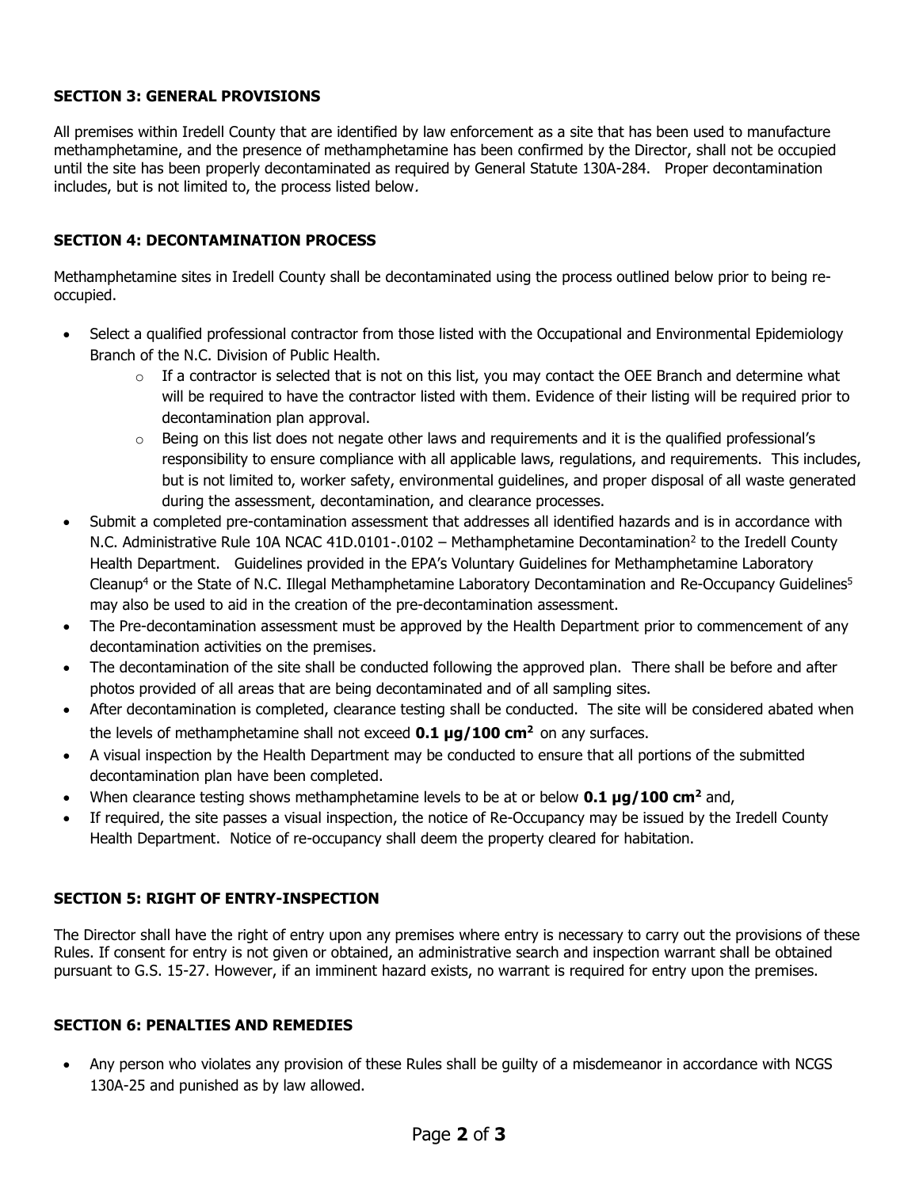### SECTION 3: GENERAL PROVISIONS

All premises within Iredell County that are identified by law enforcement as a site that has been used to manufacture methamphetamine, and the presence of methamphetamine has been confirmed by the Director, shall not be occupied until the site has been properly decontaminated as required by General Statute 130A-284. Proper decontamination includes, but is not limited to, the process listed below.

### SECTION 4: DECONTAMINATION PROCESS

Methamphetamine sites in Iredell County shall be decontaminated using the process outlined below prior to being re-occupied.

- Select a qualified professional contractor from those listed with the Occupational and Environmental Epidemiology Branch of the N.C. Division of Public Health.
  - If a contractor is selected that is not on this list, you may contact the OEE Branch and determine what will be required to have the contractor listed with them. Evidence of their listing will be required prior to decontamination plan approval.
  - Being on this list does not negate other laws and requirements and it is the qualified professional's responsibility to ensure compliance with all applicable laws, regulations, and requirements. This includes, but is not limited to, worker safety, environmental guidelines, and proper disposal of all waste generated during the assessment, decontamination, and clearance processes.
- Submit a completed pre-contamination assessment that addresses all identified hazards and is in accordance with N.C. Administrative Rule 10A NCAC 41D.0101-.0102 – Methamphetamine Decontamination[2] to the Iredell County Health Department. Guidelines provided in the EPA's Voluntary Guidelines for Methamphetamine Laboratory Cleanup[4] or the State of N.C. Illegal Methamphetamine Laboratory Decontamination and Re-Occupancy Guidelines[5] may also be used to aid in the creation of the pre-decontamination assessment.
- The Pre-decontamination assessment must be approved by the Health Department prior to commencement of any decontamination activities on the premises.
- The decontamination of the site shall be conducted following the approved plan. There shall be before and after photos provided of all areas that are being decontaminated and of all sampling sites.
- After decontamination is completed, clearance testing shall be conducted. The site will be considered abated when the levels of methamphetamine shall not exceed **0.1 µg/100 cm$^2$** on any surfaces.
- A visual inspection by the Health Department may be conducted to ensure that all portions of the submitted decontamination plan have been completed.
- When clearance testing shows methamphetamine levels to be at or below **0.1 µg/100 cm$^2$** and,
- If required, the site passes a visual inspection, the notice of Re-Occupancy may be issued by the Iredell County Health Department. Notice of re-occupancy shall deem the property cleared for habitation.

### SECTION 5: RIGHT OF ENTRY-INSPECTION

The Director shall have the right of entry upon any premises where entry is necessary to carry out the provisions of these Rules. If consent for entry is not given or obtained, an administrative search and inspection warrant shall be obtained pursuant to G.S. 15-27. However, if an imminent hazard exists, no warrant is required for entry upon the premises.

### SECTION 6: PENALTIES AND REMEDIES

- Any person who violates any provision of these Rules shall be guilty of a misdemeanor in accordance with NCGS 130A-25 and punished as by law allowed.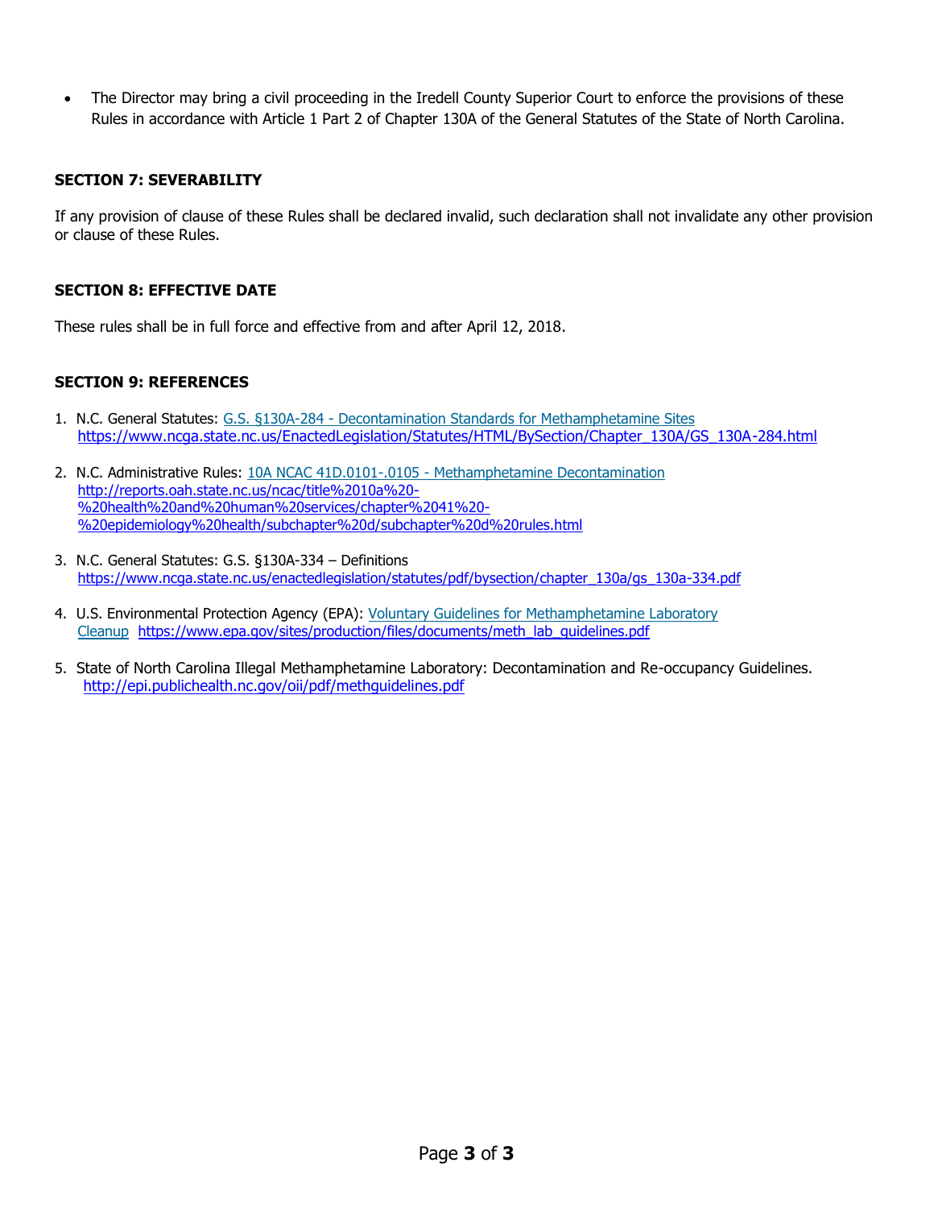- The Director may bring a civil proceeding in the Iredell County Superior Court to enforce the provisions of these Rules in accordance with Article 1 Part 2 of Chapter 130A of the General Statutes of the State of North Carolina.

### SECTION 7: SEVERABILITY

If any provision of clause of these Rules shall be declared invalid, such declaration shall not invalidate any other provision or clause of these Rules.

### SECTION 8: EFFECTIVE DATE

These rules shall be in full force and effective from and after April 12, 2018.

### SECTION 9: REFERENCES

1. N.C. General Statutes: G.S. §130A-284 - Decontamination Standards for Methamphetamine Sites
   https://www.ncga.state.nc.us/EnactedLegislation/Statutes/HTML/BySection/Chapter_130A/GS_130A-284.html

2. N.C. Administrative Rules: 10A NCAC 41D.0101-.0105 - Methamphetamine Decontamination
   http://reports.oah.state.nc.us/ncac/title%2010a%20-%20health%20and%20human%20services/chapter%2041%20-%20epidemiology%20health/subchapter%20d/subchapter%20d%20rules.html

3. N.C. General Statutes: G.S. §130A-334 – Definitions
   https://www.ncga.state.nc.us/enactedlegislation/statutes/pdf/bysection/chapter_130a/gs_130a-334.pdf

4. U.S. Environmental Protection Agency (EPA): Voluntary Guidelines for Methamphetamine Laboratory Cleanup https://www.epa.gov/sites/production/files/documents/meth_lab_guidelines.pdf

5. State of North Carolina Illegal Methamphetamine Laboratory: Decontamination and Re-occupancy Guidelines.
   http://epi.publichealth.nc.gov/oii/pdf/methguidelines.pdf